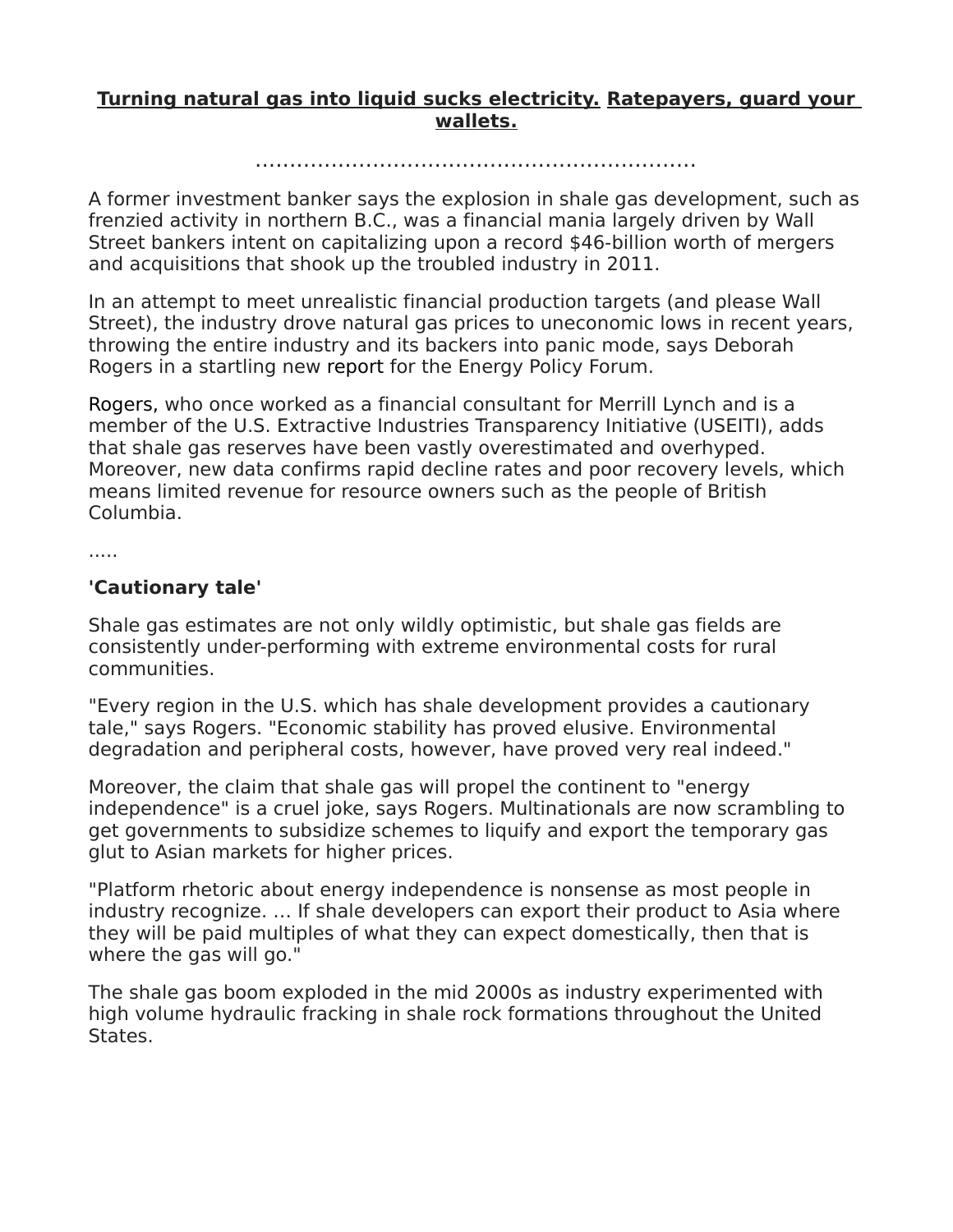**Turning natural gas into liquid sucks electricity. Ratepayers, guard your wallets.**

................................................................

A former investment banker says the explosion in shale gas development, such as frenzied activity in northern B.C., was a financial mania largely driven by Wall Street bankers intent on capitalizing upon a record $46-billion worth of mergers and acquisitions that shook up the troubled industry in 2011.

In an attempt to meet unrealistic financial production targets (and please Wall Street), the industry drove natural gas prices to uneconomic lows in recent years, throwing the entire industry and its backers into panic mode, says Deborah Rogers in a startling new report for the Energy Policy Forum.

Rogers, who once worked as a financial consultant for Merrill Lynch and is a member of the U.S. Extractive Industries Transparency Initiative (USEITI), adds that shale gas reserves have been vastly overestimated and overhyped. Moreover, new data confirms rapid decline rates and poor recovery levels, which means limited revenue for resource owners such as the people of British Columbia.

.....

**'Cautionary tale'**

Shale gas estimates are not only wildly optimistic, but shale gas fields are consistently under-performing with extreme environmental costs for rural communities.

"Every region in the U.S. which has shale development provides a cautionary tale," says Rogers. "Economic stability has proved elusive. Environmental degradation and peripheral costs, however, have proved very real indeed."

Moreover, the claim that shale gas will propel the continent to "energy independence" is a cruel joke, says Rogers. Multinationals are now scrambling to get governments to subsidize schemes to liquify and export the temporary gas glut to Asian markets for higher prices.

"Platform rhetoric about energy independence is nonsense as most people in industry recognize. ... If shale developers can export their product to Asia where they will be paid multiples of what they can expect domestically, then that is where the gas will go."

The shale gas boom exploded in the mid 2000s as industry experimented with high volume hydraulic fracking in shale rock formations throughout the United States.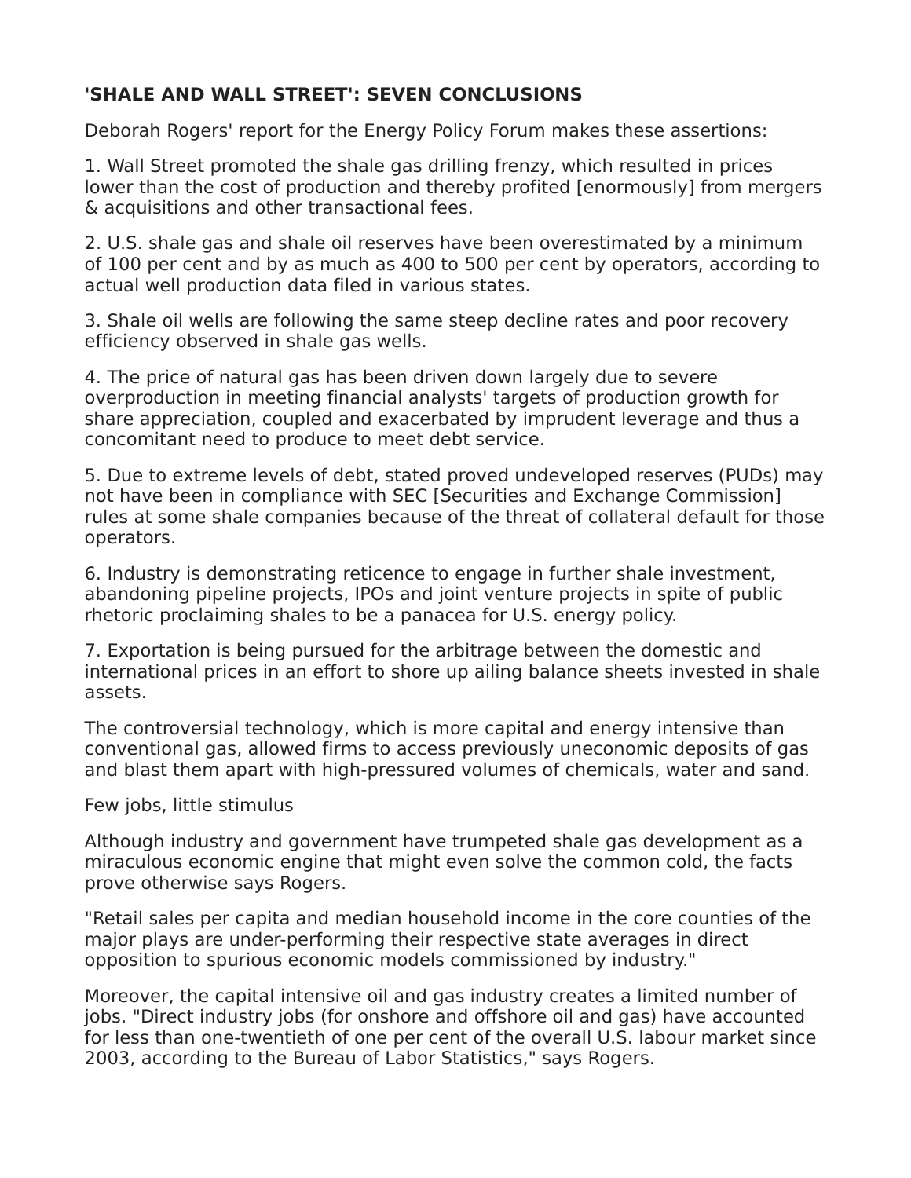## 'SHALE AND WALL STREET': SEVEN CONCLUSIONS

Deborah Rogers' report for the Energy Policy Forum makes these assertions:

1. Wall Street promoted the shale gas drilling frenzy, which resulted in prices lower than the cost of production and thereby profited [enormously] from mergers & acquisitions and other transactional fees.

2. U.S. shale gas and shale oil reserves have been overestimated by a minimum of 100 per cent and by as much as 400 to 500 per cent by operators, according to actual well production data filed in various states.

3. Shale oil wells are following the same steep decline rates and poor recovery efficiency observed in shale gas wells.

4. The price of natural gas has been driven down largely due to severe overproduction in meeting financial analysts' targets of production growth for share appreciation, coupled and exacerbated by imprudent leverage and thus a concomitant need to produce to meet debt service.

5. Due to extreme levels of debt, stated proved undeveloped reserves (PUDs) may not have been in compliance with SEC [Securities and Exchange Commission] rules at some shale companies because of the threat of collateral default for those operators.

6. Industry is demonstrating reticence to engage in further shale investment, abandoning pipeline projects, IPOs and joint venture projects in spite of public rhetoric proclaiming shales to be a panacea for U.S. energy policy.

7. Exportation is being pursued for the arbitrage between the domestic and international prices in an effort to shore up ailing balance sheets invested in shale assets.

The controversial technology, which is more capital and energy intensive than conventional gas, allowed firms to access previously uneconomic deposits of gas and blast them apart with high-pressured volumes of chemicals, water and sand.

Few jobs, little stimulus

Although industry and government have trumpeted shale gas development as a miraculous economic engine that might even solve the common cold, the facts prove otherwise says Rogers.

"Retail sales per capita and median household income in the core counties of the major plays are under-performing their respective state averages in direct opposition to spurious economic models commissioned by industry."

Moreover, the capital intensive oil and gas industry creates a limited number of jobs. "Direct industry jobs (for onshore and offshore oil and gas) have accounted for less than one-twentieth of one per cent of the overall U.S. labour market since 2003, according to the Bureau of Labor Statistics," says Rogers.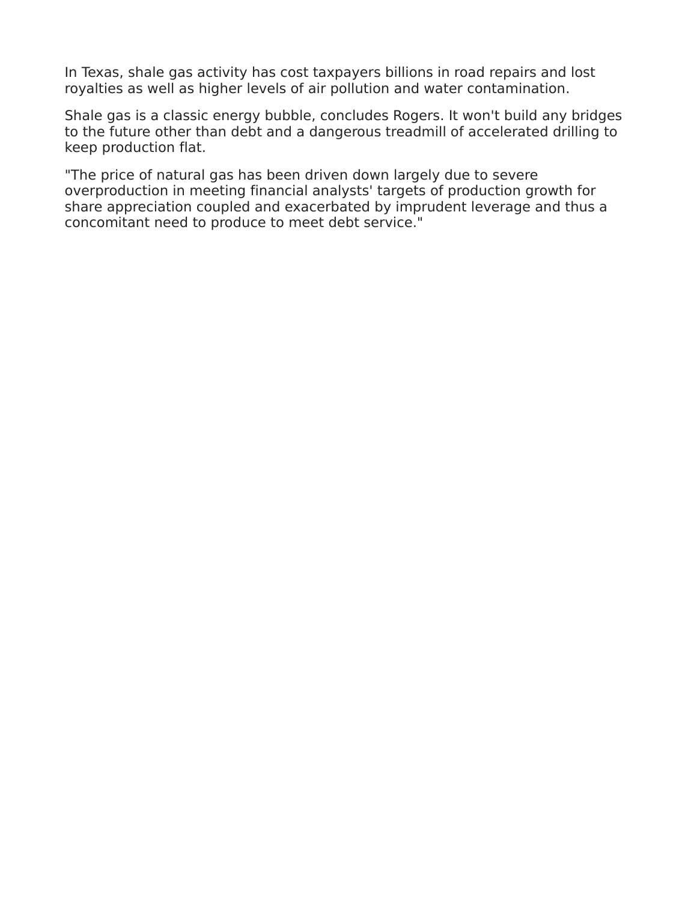In Texas, shale gas activity has cost taxpayers billions in road repairs and lost royalties as well as higher levels of air pollution and water contamination.

Shale gas is a classic energy bubble, concludes Rogers. It won't build any bridges to the future other than debt and a dangerous treadmill of accelerated drilling to keep production flat.

"The price of natural gas has been driven down largely due to severe overproduction in meeting financial analysts' targets of production growth for share appreciation coupled and exacerbated by imprudent leverage and thus a concomitant need to produce to meet debt service."